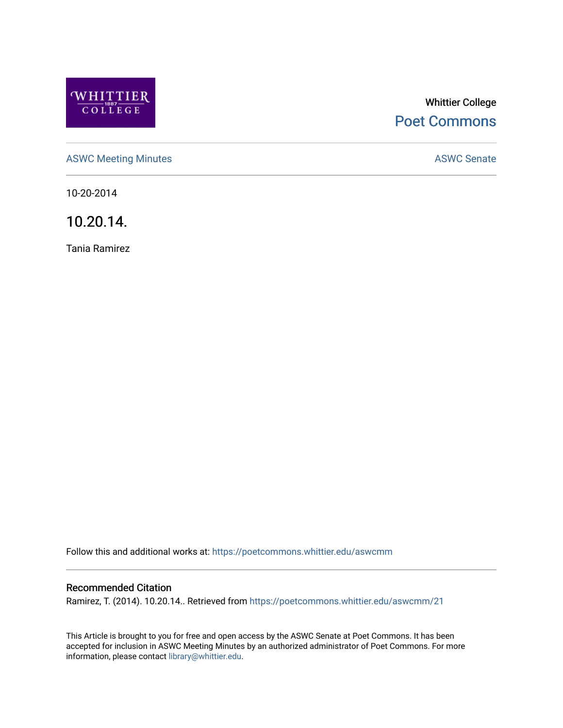Whittier College

Poet Commons

ASWC Meeting Minutes

ASWC Senate

10-20-2014

# 10.20.14.

Tania Ramirez

Follow this and additional works at: https://poetcommons.whittier.edu/aswcmm

## Recommended Citation

Ramirez, T. (2014). 10.20.14.. Retrieved from https://poetcommons.whittier.edu/aswcmm/21

This Article is brought to you for free and open access by the ASWC Senate at Poet Commons. It has been accepted for inclusion in ASWC Meeting Minutes by an authorized administrator of Poet Commons. For more information, please contact library@whittier.edu.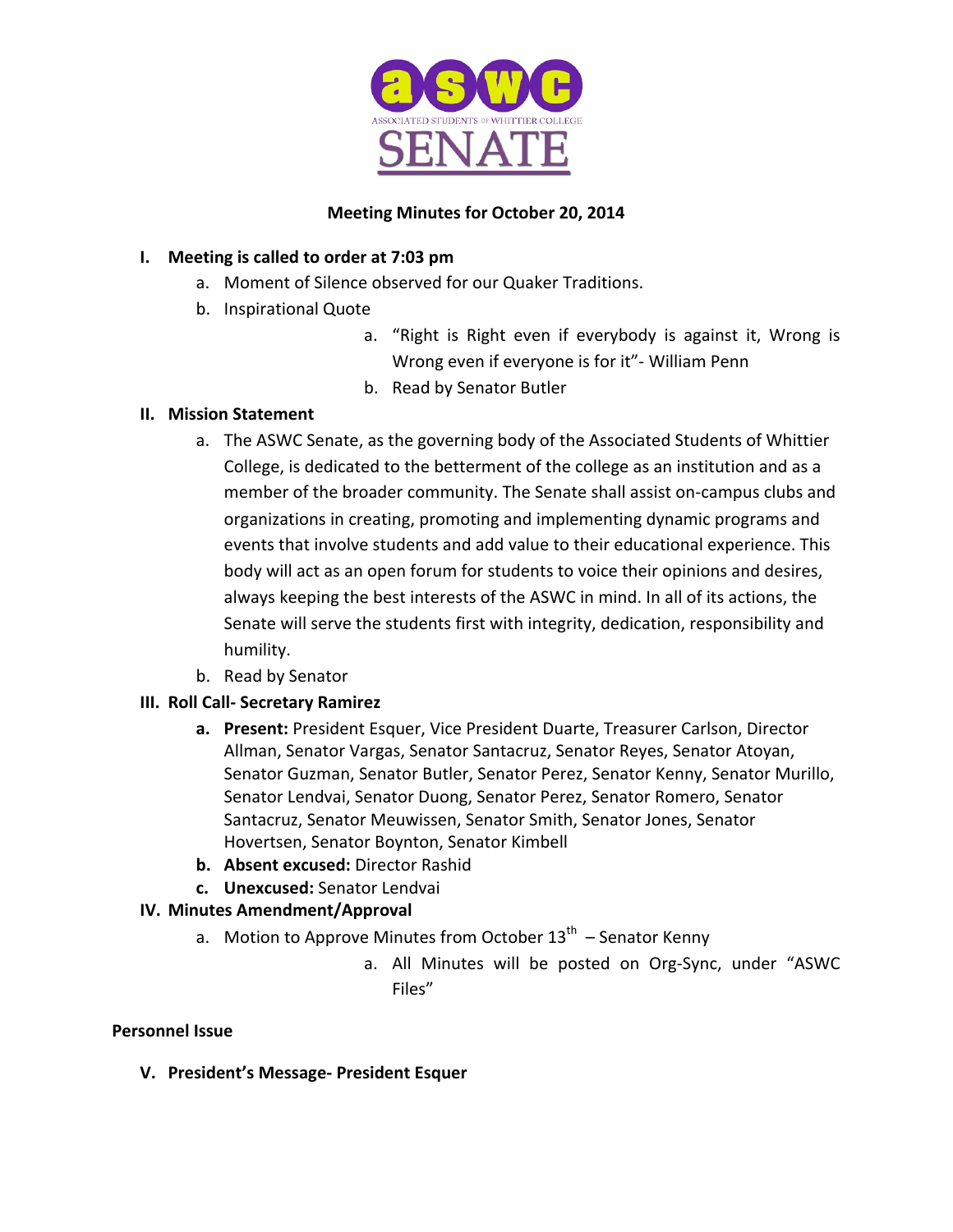aswc

ASSOCIATED STUDENTS OF WHITTIER COLLEGE

SENATE

**Meeting Minutes for October 20, 2014**

I. **Meeting is called to order at 7:03 pm**
    a. Moment of Silence observed for our Quaker Traditions.
    b. Inspirational Quote
        a. "Right is Right even if everybody is against it, Wrong is Wrong even if everyone is for it"- William Penn
        b. Read by Senator Butler

II. **Mission Statement**
    a. The ASWC Senate, as the governing body of the Associated Students of Whittier College, is dedicated to the betterment of the college as an institution and as a member of the broader community. The Senate shall assist on-campus clubs and organizations in creating, promoting and implementing dynamic programs and events that involve students and add value to their educational experience. This body will act as an open forum for students to voice their opinions and desires, always keeping the best interests of the ASWC in mind. In all of its actions, the Senate will serve the students first with integrity, dedication, responsibility and humility.
    b. Read by Senator

III. **Roll Call- Secretary Ramirez**
    a. **Present:** President Esquer, Vice President Duarte, Treasurer Carlson, Director Allman, Senator Vargas, Senator Santacruz, Senator Reyes, Senator Atoyan, Senator Guzman, Senator Butler, Senator Perez, Senator Kenny, Senator Murillo, Senator Lendvai, Senator Duong, Senator Perez, Senator Romero, Senator Santacruz, Senator Meuwissen, Senator Smith, Senator Jones, Senator Hovertsen, Senator Boynton, Senator Kimbell
    b. **Absent excused:** Director Rashid
    c. **Unexcused:** Senator Lendvai

IV. **Minutes Amendment/Approval**
    a. Motion to Approve Minutes from October 13th – Senator Kenny
        a. All Minutes will be posted on Org-Sync, under "ASWC Files"

**Personnel Issue**

V. **President's Message- President Esquer**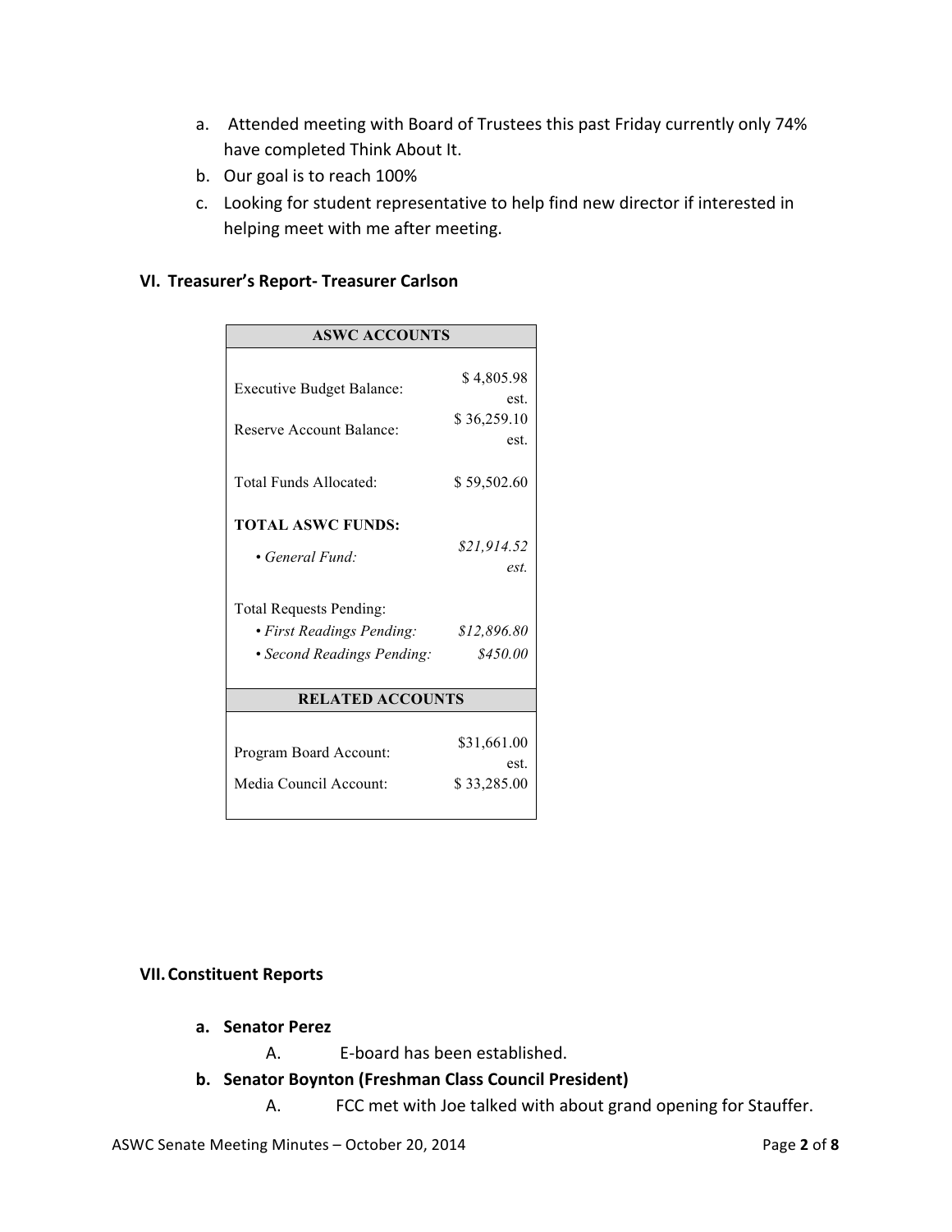a. Attended meeting with Board of Trustees this past Friday currently only 74% have completed Think About It.
b. Our goal is to reach 100%
c. Looking for student representative to help find new director if interested in helping meet with me after meeting.

### VI. Treasurer's Report- Treasurer Carlson

| ASWC ACCOUNTS | |
|---|---|
| Executive Budget Balance: | $ 4,805.98 est. |
| Reserve Account Balance: | $ 36,259.10 est. |
| Total Funds Allocated: | $ 59,502.60 |
| **TOTAL ASWC FUNDS:** | |
| • *General Fund:* | *$21,914.52 est.* |
| Total Requests Pending: | |
| • *First Readings Pending:* | *$12,896.80* |
| • *Second Readings Pending:* | *$450.00* |
| **RELATED ACCOUNTS** | |
| Program Board Account: | $31,661.00 est. |
| Media Council Account: | $ 33,285.00 |

### VII. Constituent Reports

**a. Senator Perez**

A. E-board has been established.

**b. Senator Boynton (Freshman Class Council President)**

A. FCC met with Joe talked with about grand opening for Stauffer.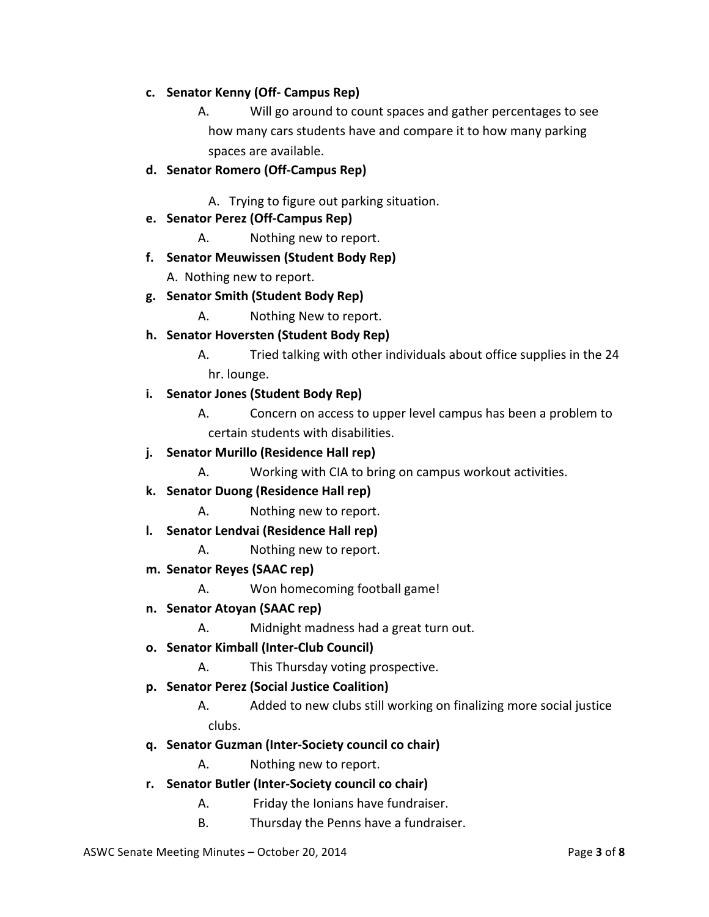c. **Senator Kenny (Off- Campus Rep)**
   A. Will go around to count spaces and gather percentages to see how many cars students have and compare it to how many parking spaces are available.

d. **Senator Romero (Off-Campus Rep)**
   A. Trying to figure out parking situation.

e. **Senator Perez (Off-Campus Rep)**
   A. Nothing new to report.

f. **Senator Meuwissen (Student Body Rep)**
   A. Nothing new to report.

g. **Senator Smith (Student Body Rep)**
   A. Nothing New to report.

h. **Senator Hoversten (Student Body Rep)**
   A. Tried talking with other individuals about office supplies in the 24 hr. lounge.

i. **Senator Jones (Student Body Rep)**
   A. Concern on access to upper level campus has been a problem to certain students with disabilities.

j. **Senator Murillo (Residence Hall rep)**
   A. Working with CIA to bring on campus workout activities.

k. **Senator Duong (Residence Hall rep)**
   A. Nothing new to report.

l. **Senator Lendvai (Residence Hall rep)**
   A. Nothing new to report.

m. **Senator Reyes (SAAC rep)**
   A. Won homecoming football game!

n. **Senator Atoyan (SAAC rep)**
   A. Midnight madness had a great turn out.

o. **Senator Kimball (Inter-Club Council)**
   A. This Thursday voting prospective.

p. **Senator Perez (Social Justice Coalition)**
   A. Added to new clubs still working on finalizing more social justice clubs.

q. **Senator Guzman (Inter-Society council co chair)**
   A. Nothing new to report.

r. **Senator Butler (Inter-Society council co chair)**
   A. Friday the Ionians have fundraiser.
   B. Thursday the Penns have a fundraiser.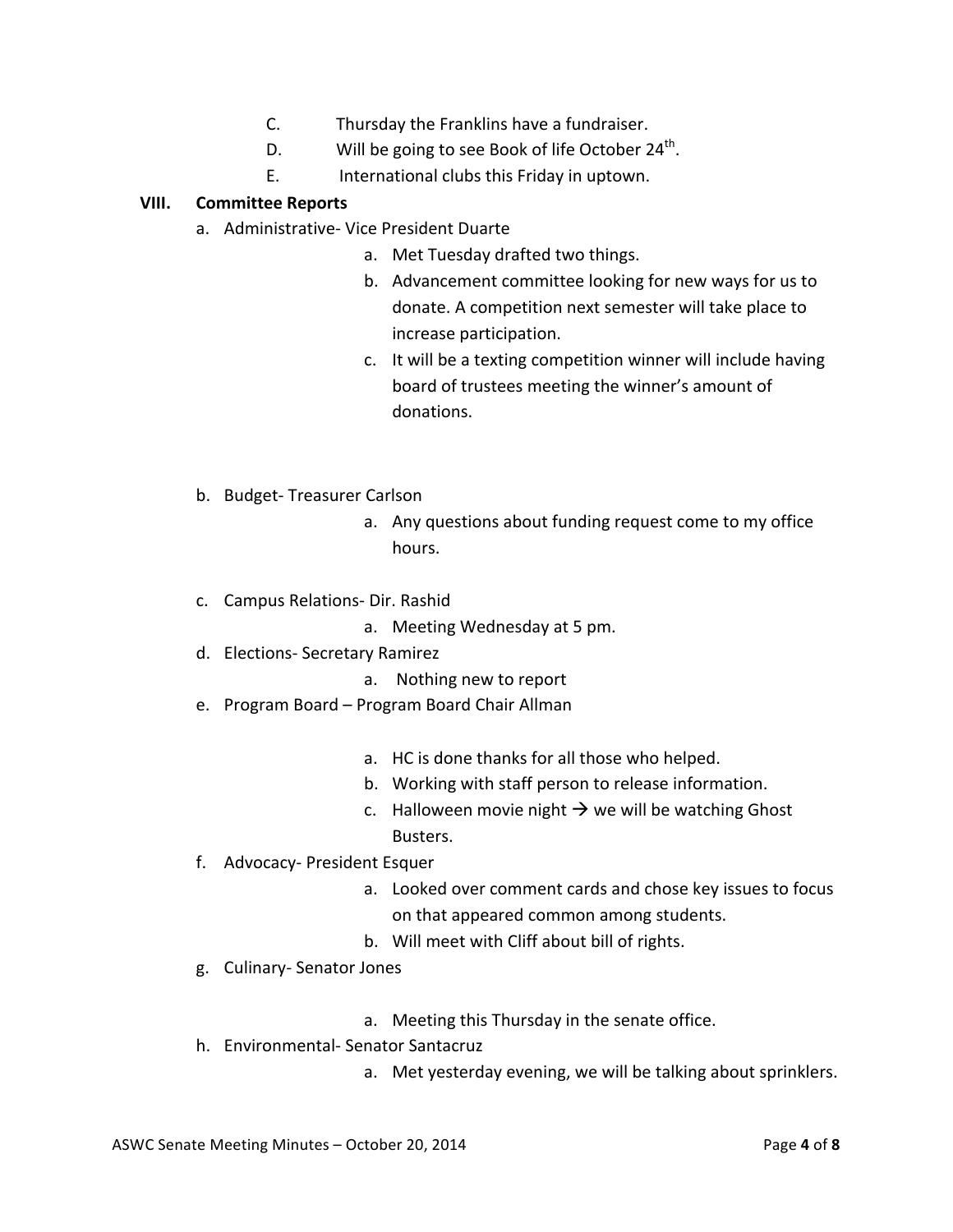C. Thursday the Franklins have a fundraiser.
D. Will be going to see Book of life October 24th.
E. International clubs this Friday in uptown.

## VIII. Committee Reports

a. Administrative- Vice President Duarte
   a. Met Tuesday drafted two things.
   b. Advancement committee looking for new ways for us to donate. A competition next semester will take place to increase participation.
   c. It will be a texting competition winner will include having board of trustees meeting the winner's amount of donations.

b. Budget- Treasurer Carlson
   a. Any questions about funding request come to my office hours.

c. Campus Relations- Dir. Rashid
   a. Meeting Wednesday at 5 pm.

d. Elections- Secretary Ramirez
   a. Nothing new to report

e. Program Board – Program Board Chair Allman
   a. HC is done thanks for all those who helped.
   b. Working with staff person to release information.
   c. Halloween movie night → we will be watching Ghost Busters.

f. Advocacy- President Esquer
   a. Looked over comment cards and chose key issues to focus on that appeared common among students.
   b. Will meet with Cliff about bill of rights.

g. Culinary- Senator Jones
   a. Meeting this Thursday in the senate office.

h. Environmental- Senator Santacruz
   a. Met yesterday evening, we will be talking about sprinklers.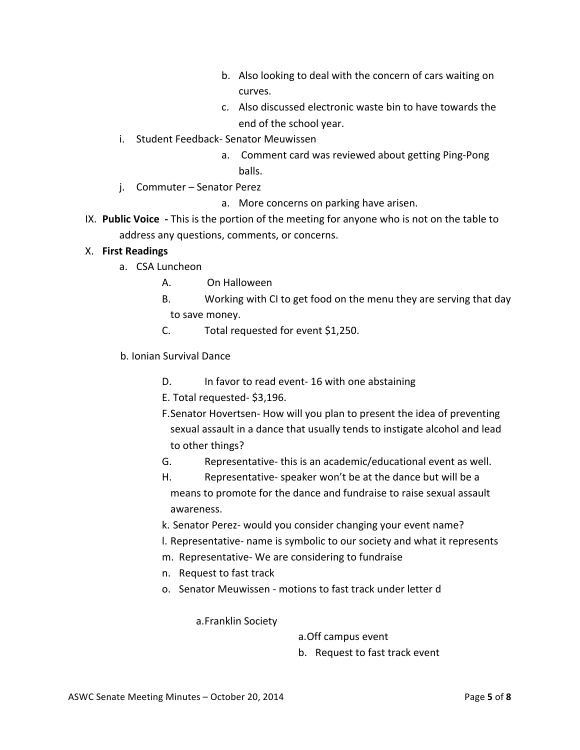b. Also looking to deal with the concern of cars waiting on curves.

c. Also discussed electronic waste bin to have towards the end of the school year.

i. Student Feedback- Senator Meuwissen

a. Comment card was reviewed about getting Ping-Pong balls.

j. Commuter – Senator Perez

a. More concerns on parking have arisen.

IX. **Public Voice -** This is the portion of the meeting for anyone who is not on the table to address any questions, comments, or concerns.

X. **First Readings**

a. CSA Luncheon

A. On Halloween

B. Working with CI to get food on the menu they are serving that day to save money.

C. Total requested for event $1,250.

b. Ionian Survival Dance

D. In favor to read event- 16 with one abstaining

E. Total requested- $3,196.

F. Senator Hovertsen- How will you plan to present the idea of preventing sexual assault in a dance that usually tends to instigate alcohol and lead to other things?

G. Representative- this is an academic/educational event as well.

H. Representative- speaker won't be at the dance but will be a means to promote for the dance and fundraise to raise sexual assault awareness.

k. Senator Perez- would you consider changing your event name?

l. Representative- name is symbolic to our society and what it represents

m. Representative- We are considering to fundraise

n. Request to fast track

o. Senator Meuwissen - motions to fast track under letter d

a. Franklin Society

a. Off campus event

b. Request to fast track event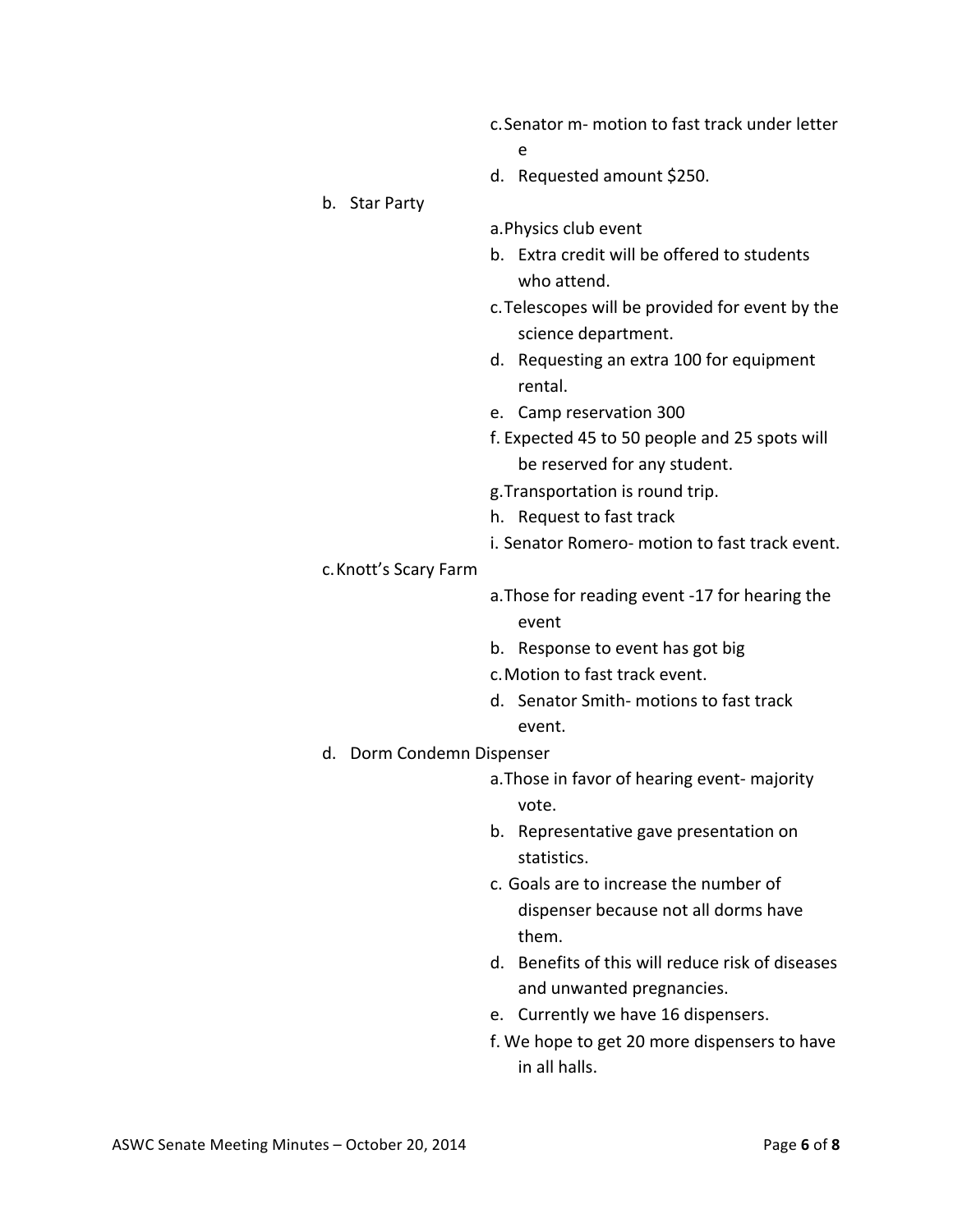c. Senator m- motion to fast track under letter e
   d. Requested amount $250.

b. Star Party
   a. Physics club event
   b. Extra credit will be offered to students who attend.
   c. Telescopes will be provided for event by the science department.
   d. Requesting an extra 100 for equipment rental.
   e. Camp reservation 300
   f. Expected 45 to 50 people and 25 spots will be reserved for any student.
   g. Transportation is round trip.
   h. Request to fast track
   i. Senator Romero- motion to fast track event.

c. Knott's Scary Farm
   a. Those for reading event -17 for hearing the event
   b. Response to event has got big
   c. Motion to fast track event.
   d. Senator Smith- motions to fast track event.

d. Dorm Condemn Dispenser
   a. Those in favor of hearing event- majority vote.
   b. Representative gave presentation on statistics.
   c. Goals are to increase the number of dispenser because not all dorms have them.
   d. Benefits of this will reduce risk of diseases and unwanted pregnancies.
   e. Currently we have 16 dispensers.
   f. We hope to get 20 more dispensers to have in all halls.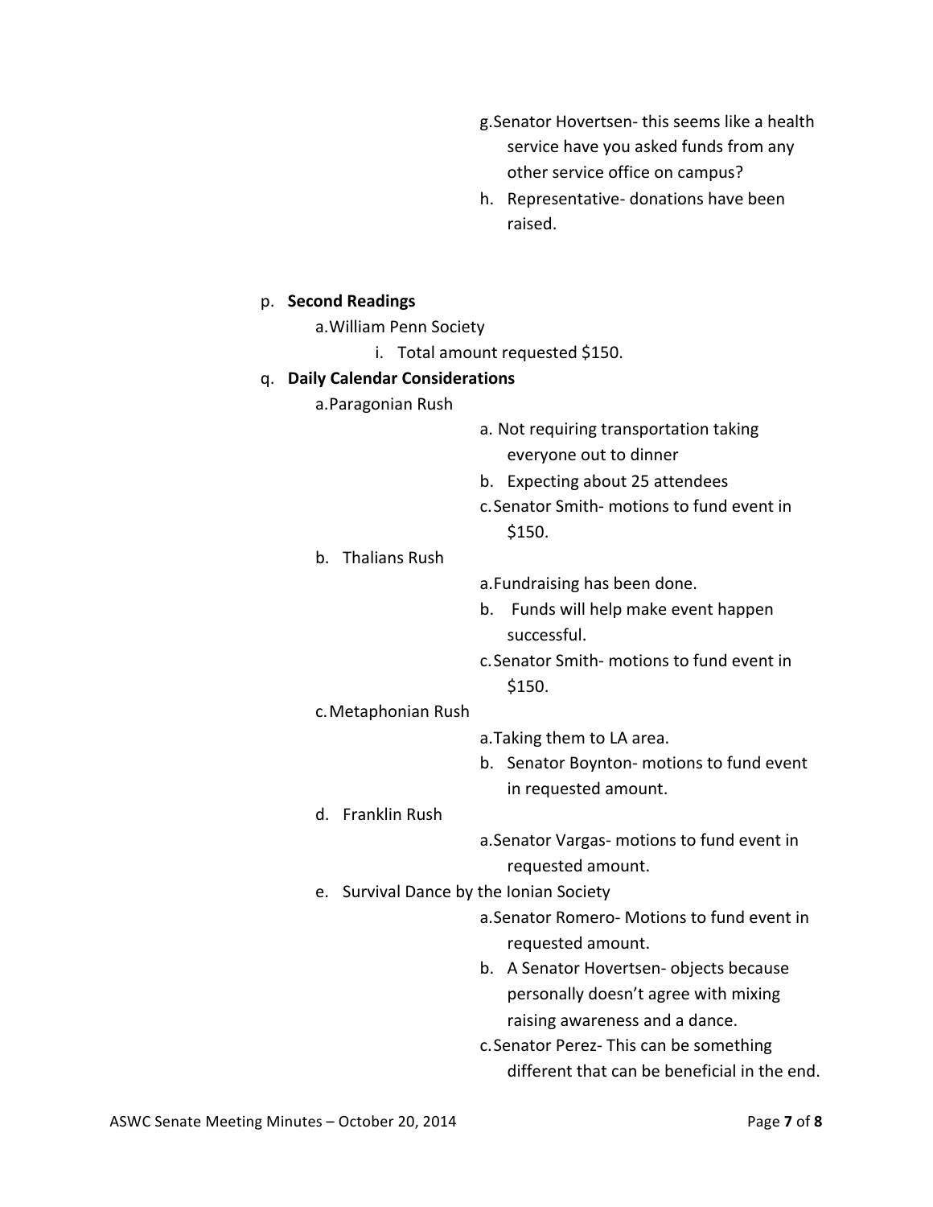- g. Senator Hovertsen- this seems like a health service have you asked funds from any other service office on campus?
- h. Representative- donations have been raised.

p. **Second Readings**

- a. William Penn Society
  - i. Total amount requested $150.

q. **Daily Calendar Considerations**

- a. Paragonian Rush
  - a. Not requiring transportation taking everyone out to dinner
  - b. Expecting about 25 attendees
  - c. Senator Smith- motions to fund event in $150.
- b. Thalians Rush
  - a. Fundraising has been done.
  - b. Funds will help make event happen successful.
  - c. Senator Smith- motions to fund event in $150.
- c. Metaphonian Rush
  - a. Taking them to LA area.
  - b. Senator Boynton- motions to fund event in requested amount.
- d. Franklin Rush
  - a. Senator Vargas- motions to fund event in requested amount.
- e. Survival Dance by the Ionian Society
  - a. Senator Romero- Motions to fund event in requested amount.
  - b. A Senator Hovertsen- objects because personally doesn't agree with mixing raising awareness and a dance.
  - c. Senator Perez- This can be something different that can be beneficial in the end.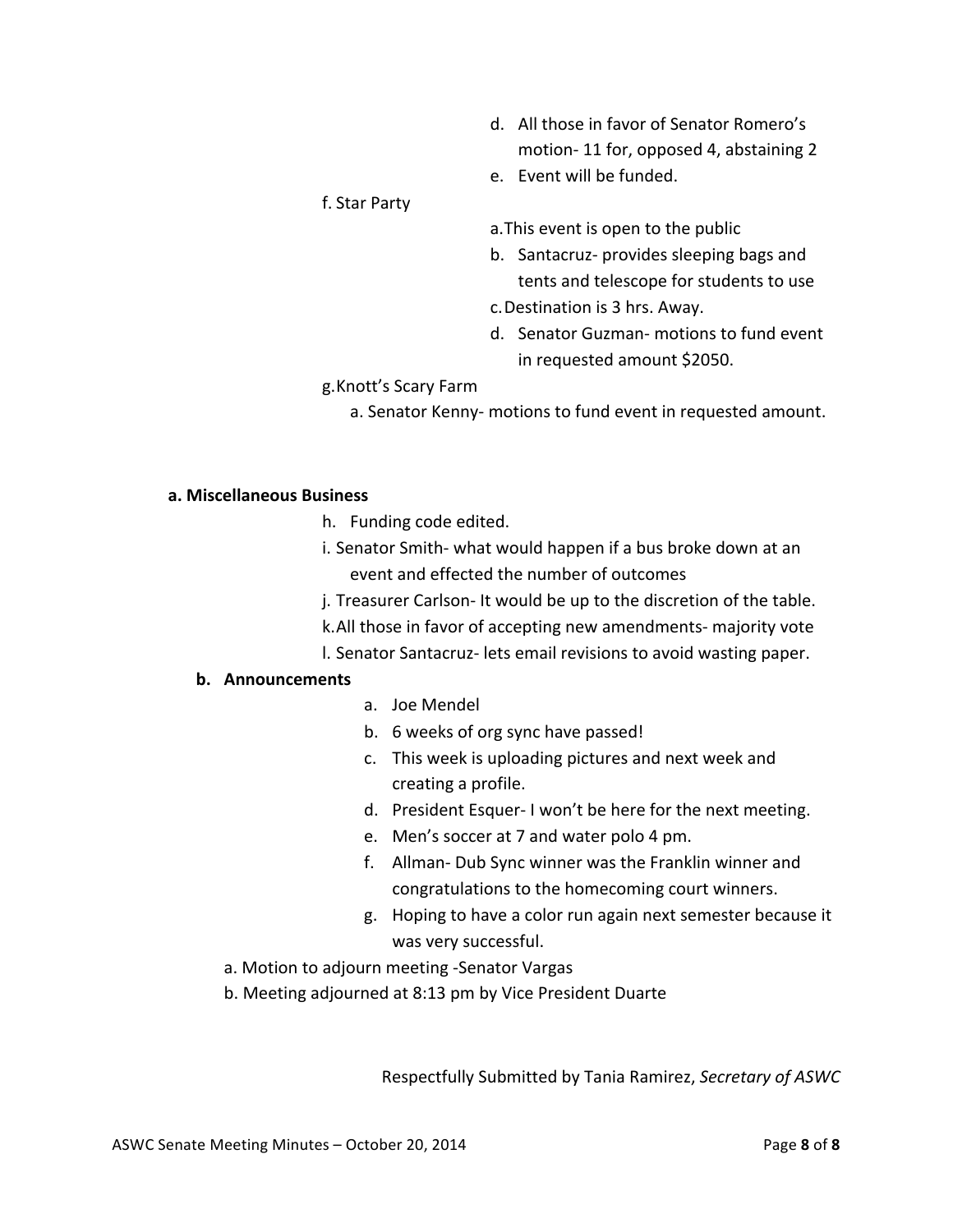d. All those in favor of Senator Romero's motion- 11 for, opposed 4, abstaining 2
e. Event will be funded.

f. Star Party

a. This event is open to the public
b. Santacruz- provides sleeping bags and tents and telescope for students to use
c. Destination is 3 hrs. Away.
d. Senator Guzman- motions to fund event in requested amount $2050.

g. Knott's Scary Farm

a. Senator Kenny- motions to fund event in requested amount.

**a. Miscellaneous Business**

h. Funding code edited.
i. Senator Smith- what would happen if a bus broke down at an event and effected the number of outcomes
j. Treasurer Carlson- It would be up to the discretion of the table.
k. All those in favor of accepting new amendments- majority vote
l. Senator Santacruz- lets email revisions to avoid wasting paper.

**b. Announcements**

a. Joe Mendel
b. 6 weeks of org sync have passed!
c. This week is uploading pictures and next week and creating a profile.
d. President Esquer- I won't be here for the next meeting.
e. Men's soccer at 7 and water polo 4 pm.
f. Allman- Dub Sync winner was the Franklin winner and congratulations to the homecoming court winners.
g. Hoping to have a color run again next semester because it was very successful.

a. Motion to adjourn meeting -Senator Vargas
b. Meeting adjourned at 8:13 pm by Vice President Duarte

Respectfully Submitted by Tania Ramirez, *Secretary of ASWC*